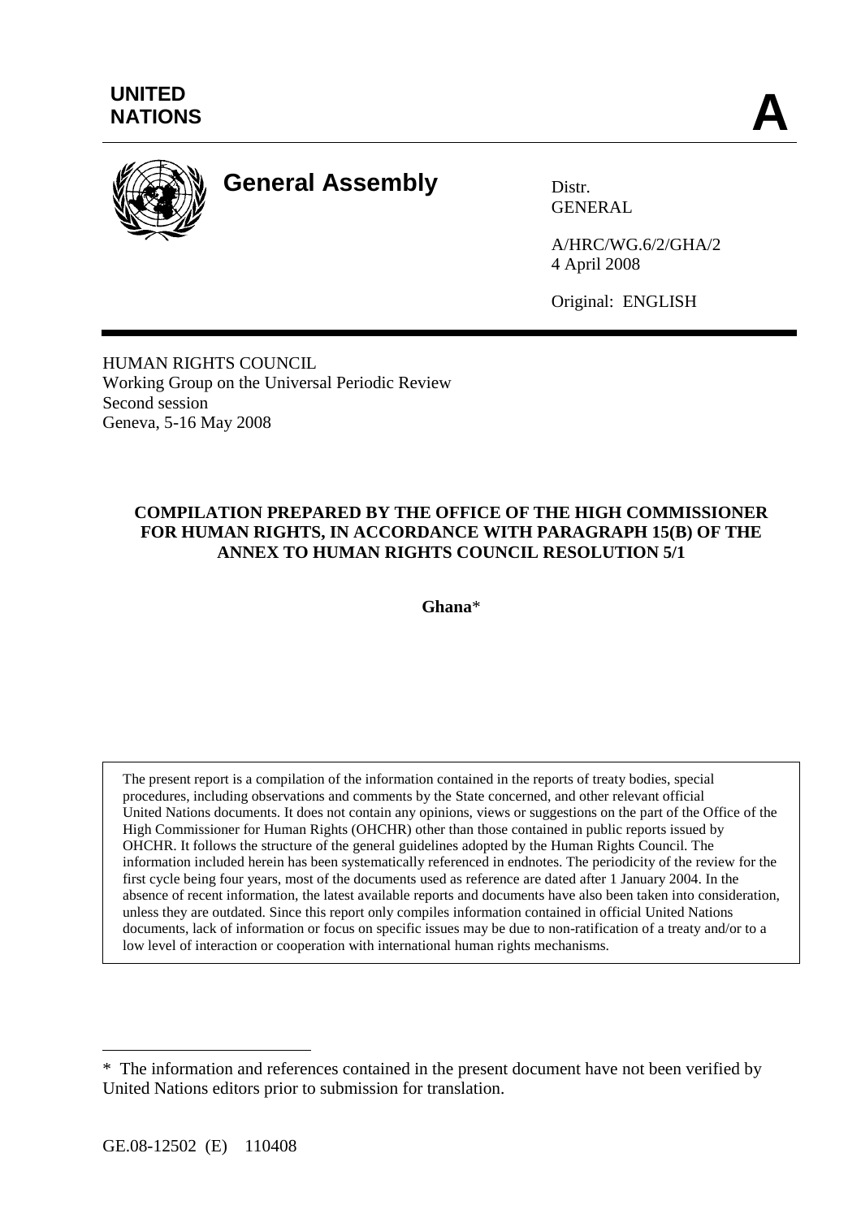**UNITED NATIONS**

# A

## General Assembly

Distr.
GENERAL

A/HRC/WG.6/2/GHA/2
4 April 2008

Original: ENGLISH

HUMAN RIGHTS COUNCIL
Working Group on the Universal Periodic Review
Second session
Geneva, 5-16 May 2008

**COMPILATION PREPARED BY THE OFFICE OF THE HIGH COMMISSIONER FOR HUMAN RIGHTS, IN ACCORDANCE WITH PARAGRAPH 15(B) OF THE ANNEX TO HUMAN RIGHTS COUNCIL RESOLUTION 5/1**

**Ghana***

The present report is a compilation of the information contained in the reports of treaty bodies, special procedures, including observations and comments by the State concerned, and other relevant official United Nations documents. It does not contain any opinions, views or suggestions on the part of the Office of the High Commissioner for Human Rights (OHCHR) other than those contained in public reports issued by OHCHR. It follows the structure of the general guidelines adopted by the Human Rights Council. The information included herein has been systematically referenced in endnotes. The periodicity of the review for the first cycle being four years, most of the documents used as reference are dated after 1 January 2004. In the absence of recent information, the latest available reports and documents have also been taken into consideration, unless they are outdated. Since this report only compiles information contained in official United Nations documents, lack of information or focus on specific issues may be due to non-ratification of a treaty and/or to a low level of interaction or cooperation with international human rights mechanisms.

---

* The information and references contained in the present document have not been verified by United Nations editors prior to submission for translation.

GE.08-12502 (E) 110408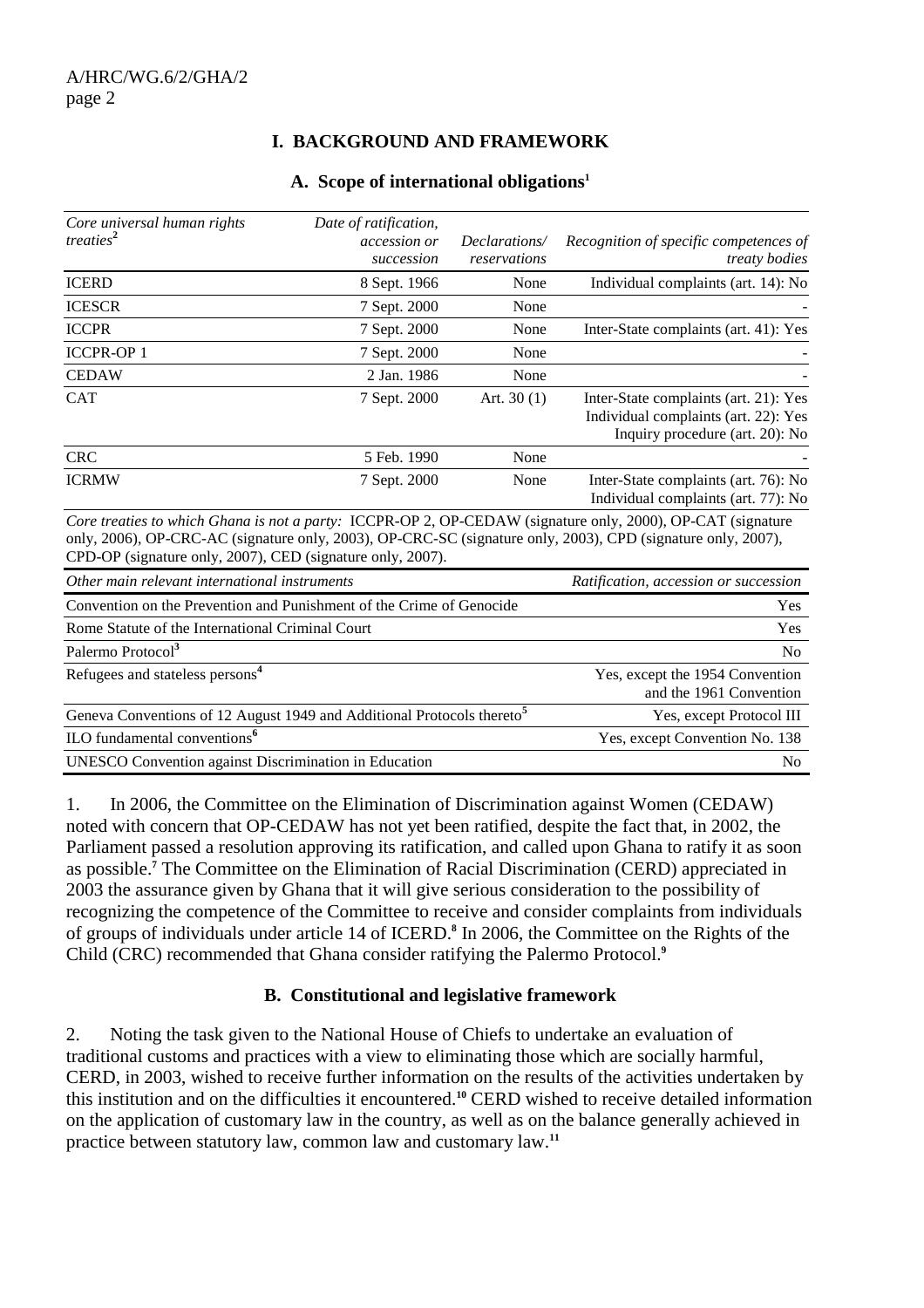## I. BACKGROUND AND FRAMEWORK

### A. Scope of international obligations[1]

| *Core universal human rights treaties*[2] | *Date of ratification, accession or succession* | *Declarations/ reservations* | *Recognition of specific competences of treaty bodies* |
|---|---|---|---|
| ICERD | 8 Sept. 1966 | None | Individual complaints (art. 14): No |
| ICESCR | 7 Sept. 2000 | None | - |
| ICCPR | 7 Sept. 2000 | None | Inter-State complaints (art. 41): Yes |
| ICCPR-OP 1 | 7 Sept. 2000 | None | - |
| CEDAW | 2 Jan. 1986 | None | - |
| CAT | 7 Sept. 2000 | Art. 30 (1) | Inter-State complaints (art. 21): Yes<br>Individual complaints (art. 22): Yes<br>Inquiry procedure (art. 20): No |
| CRC | 5 Feb. 1990 | None | - |
| ICRMW | 7 Sept. 2000 | None | Inter-State complaints (art. 76): No<br>Individual complaints (art. 77): No |

*Core treaties to which Ghana is not a party:* ICCPR-OP 2, OP-CEDAW (signature only, 2000), OP-CAT (signature only, 2006), OP-CRC-AC (signature only, 2003), OP-CRC-SC (signature only, 2003), CPD (signature only, 2007), CPD-OP (signature only, 2007), CED (signature only, 2007).

| *Other main relevant international instruments* | *Ratification, accession or succession* |
|---|---|
| Convention on the Prevention and Punishment of the Crime of Genocide | Yes |
| Rome Statute of the International Criminal Court | Yes |
| Palermo Protocol[3] | No |
| Refugees and stateless persons[4] | Yes, except the 1954 Convention and the 1961 Convention |
| Geneva Conventions of 12 August 1949 and Additional Protocols thereto[5] | Yes, except Protocol III |
| ILO fundamental conventions[6] | Yes, except Convention No. 138 |
| UNESCO Convention against Discrimination in Education | No |

1. In 2006, the Committee on the Elimination of Discrimination against Women (CEDAW) noted with concern that OP-CEDAW has not yet been ratified, despite the fact that, in 2002, the Parliament passed a resolution approving its ratification, and called upon Ghana to ratify it as soon as possible.[7] The Committee on the Elimination of Racial Discrimination (CERD) appreciated in 2003 the assurance given by Ghana that it will give serious consideration to the possibility of recognizing the competence of the Committee to receive and consider complaints from individuals of groups of individuals under article 14 of ICERD.[8] In 2006, the Committee on the Rights of the Child (CRC) recommended that Ghana consider ratifying the Palermo Protocol.[9]

### B. Constitutional and legislative framework

2. Noting the task given to the National House of Chiefs to undertake an evaluation of traditional customs and practices with a view to eliminating those which are socially harmful, CERD, in 2003, wished to receive further information on the results of the activities undertaken by this institution and on the difficulties it encountered.[10] CERD wished to receive detailed information on the application of customary law in the country, as well as on the balance generally achieved in practice between statutory law, common law and customary law.[11]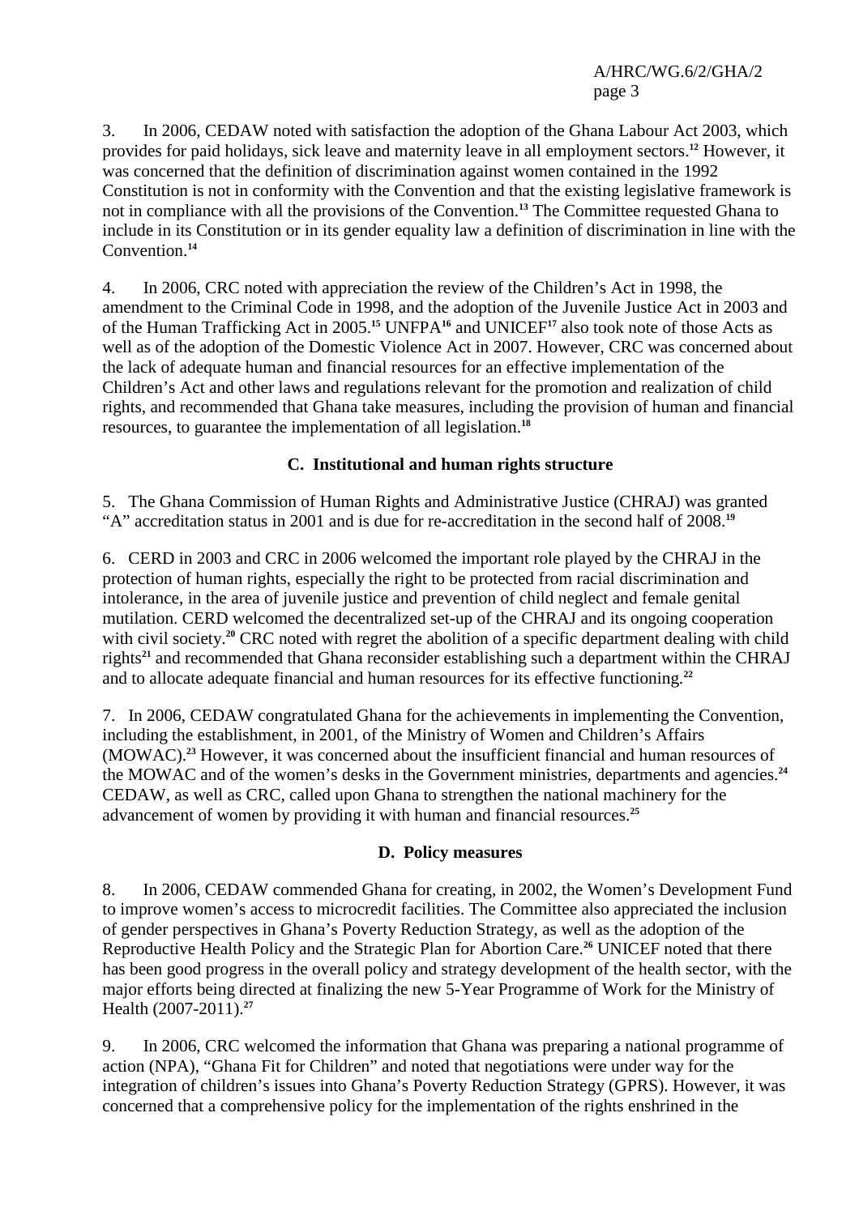3. In 2006, CEDAW noted with satisfaction the adoption of the Ghana Labour Act 2003, which provides for paid holidays, sick leave and maternity leave in all employment sectors.[12] However, it was concerned that the definition of discrimination against women contained in the 1992 Constitution is not in conformity with the Convention and that the existing legislative framework is not in compliance with all the provisions of the Convention.[13] The Committee requested Ghana to include in its Constitution or in its gender equality law a definition of discrimination in line with the Convention.[14]

4. In 2006, CRC noted with appreciation the review of the Children's Act in 1998, the amendment to the Criminal Code in 1998, and the adoption of the Juvenile Justice Act in 2003 and of the Human Trafficking Act in 2005.[15] UNFPA[16] and UNICEF[17] also took note of those Acts as well as of the adoption of the Domestic Violence Act in 2007. However, CRC was concerned about the lack of adequate human and financial resources for an effective implementation of the Children's Act and other laws and regulations relevant for the promotion and realization of child rights, and recommended that Ghana take measures, including the provision of human and financial resources, to guarantee the implementation of all legislation.[18]

### C. Institutional and human rights structure

5. The Ghana Commission of Human Rights and Administrative Justice (CHRAJ) was granted "A" accreditation status in 2001 and is due for re-accreditation in the second half of 2008.[19]

6. CERD in 2003 and CRC in 2006 welcomed the important role played by the CHRAJ in the protection of human rights, especially the right to be protected from racial discrimination and intolerance, in the area of juvenile justice and prevention of child neglect and female genital mutilation. CERD welcomed the decentralized set-up of the CHRAJ and its ongoing cooperation with civil society.[20] CRC noted with regret the abolition of a specific department dealing with child rights[21] and recommended that Ghana reconsider establishing such a department within the CHRAJ and to allocate adequate financial and human resources for its effective functioning.[22]

7. In 2006, CEDAW congratulated Ghana for the achievements in implementing the Convention, including the establishment, in 2001, of the Ministry of Women and Children's Affairs (MOWAC).[23] However, it was concerned about the insufficient financial and human resources of the MOWAC and of the women's desks in the Government ministries, departments and agencies.[24] CEDAW, as well as CRC, called upon Ghana to strengthen the national machinery for the advancement of women by providing it with human and financial resources.[25]

### D. Policy measures

8. In 2006, CEDAW commended Ghana for creating, in 2002, the Women's Development Fund to improve women's access to microcredit facilities. The Committee also appreciated the inclusion of gender perspectives in Ghana's Poverty Reduction Strategy, as well as the adoption of the Reproductive Health Policy and the Strategic Plan for Abortion Care.[26] UNICEF noted that there has been good progress in the overall policy and strategy development of the health sector, with the major efforts being directed at finalizing the new 5-Year Programme of Work for the Ministry of Health (2007-2011).[27]

9. In 2006, CRC welcomed the information that Ghana was preparing a national programme of action (NPA), "Ghana Fit for Children" and noted that negotiations were under way for the integration of children's issues into Ghana's Poverty Reduction Strategy (GPRS). However, it was concerned that a comprehensive policy for the implementation of the rights enshrined in the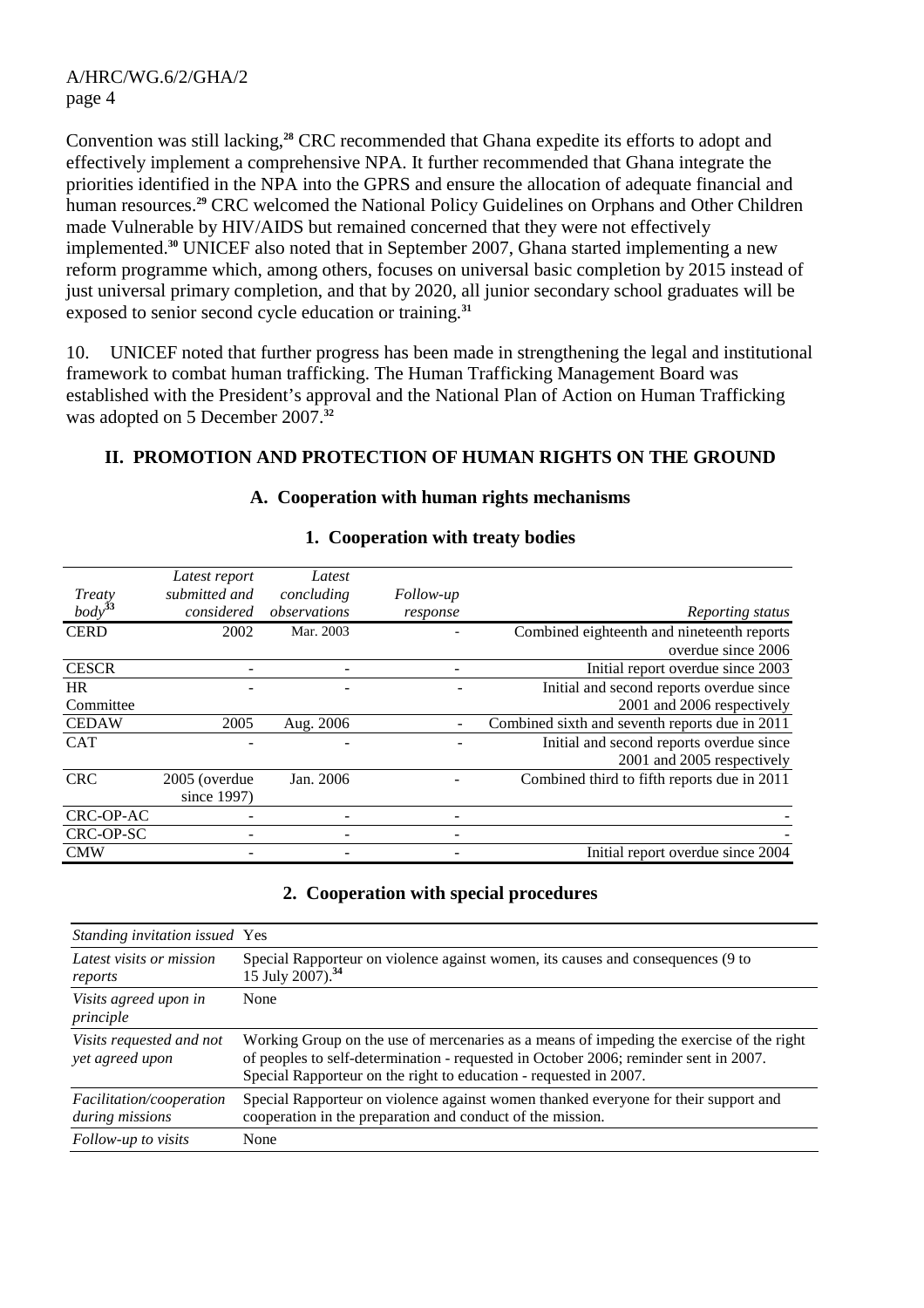Convention was still lacking,[28] CRC recommended that Ghana expedite its efforts to adopt and effectively implement a comprehensive NPA. It further recommended that Ghana integrate the priorities identified in the NPA into the GPRS and ensure the allocation of adequate financial and human resources.[29] CRC welcomed the National Policy Guidelines on Orphans and Other Children made Vulnerable by HIV/AIDS but remained concerned that they were not effectively implemented.[30] UNICEF also noted that in September 2007, Ghana started implementing a new reform programme which, among others, focuses on universal basic completion by 2015 instead of just universal primary completion, and that by 2020, all junior secondary school graduates will be exposed to senior second cycle education or training.[31]

10. UNICEF noted that further progress has been made in strengthening the legal and institutional framework to combat human trafficking. The Human Trafficking Management Board was established with the President's approval and the National Plan of Action on Human Trafficking was adopted on 5 December 2007.[32]

## II. PROMOTION AND PROTECTION OF HUMAN RIGHTS ON THE GROUND

### A. Cooperation with human rights mechanisms

#### 1. Cooperation with treaty bodies

| *Treaty body*[33] | *Latest report submitted and considered* | *Latest concluding observations* | *Follow-up response* | *Reporting status* |
|---|---|---|---|---|
| CERD | 2002 | Mar. 2003 | - | Combined eighteenth and nineteenth reports overdue since 2006 |
| CESCR | - | - | - | Initial report overdue since 2003 |
| HR Committee | - | - | - | Initial and second reports overdue since 2001 and 2006 respectively |
| CEDAW | 2005 | Aug. 2006 | - | Combined sixth and seventh reports due in 2011 |
| CAT | - | - | - | Initial and second reports overdue since 2001 and 2005 respectively |
| CRC | 2005 (overdue since 1997) | Jan. 2006 | - | Combined third to fifth reports due in 2011 |
| CRC-OP-AC | - | - | - | - |
| CRC-OP-SC | - | - | - | - |
| CMW | - | - | - | Initial report overdue since 2004 |

#### 2. Cooperation with special procedures

| | |
|---|---|
| *Standing invitation issued* | Yes |
| *Latest visits or mission reports* | Special Rapporteur on violence against women, its causes and consequences (9 to 15 July 2007).[34] |
| *Visits agreed upon in principle* | None |
| *Visits requested and not yet agreed upon* | Working Group on the use of mercenaries as a means of impeding the exercise of the right of peoples to self-determination - requested in October 2006; reminder sent in 2007. Special Rapporteur on the right to education - requested in 2007. |
| *Facilitation/cooperation during missions* | Special Rapporteur on violence against women thanked everyone for their support and cooperation in the preparation and conduct of the mission. |
| *Follow-up to visits* | None |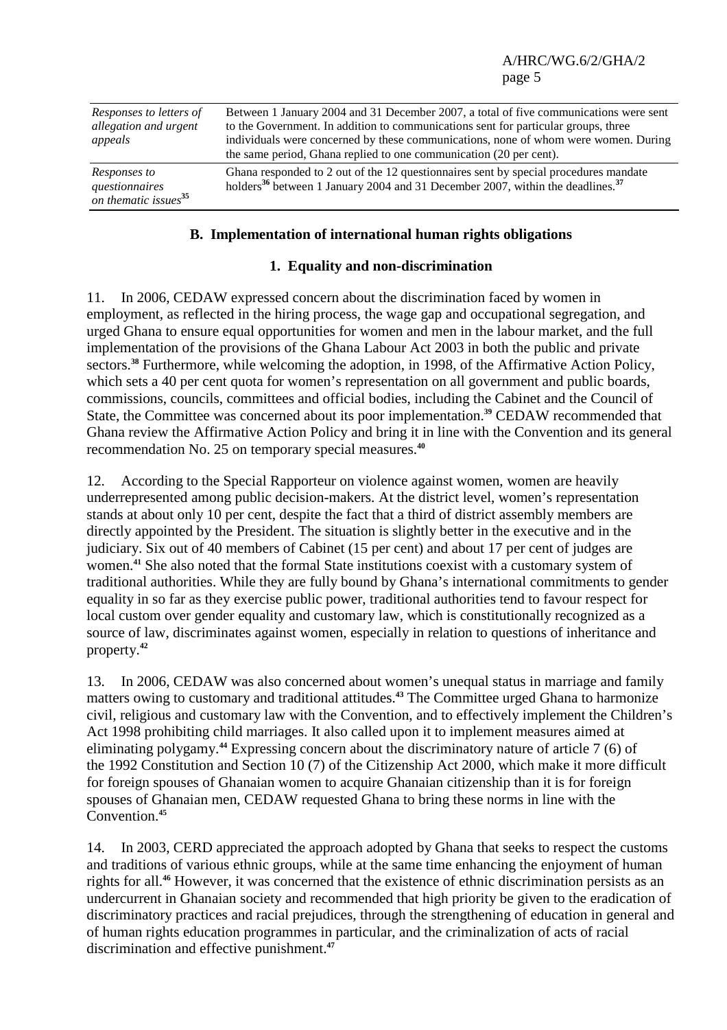| | |
|---|---|
| *Responses to letters of allegation and urgent appeals* | Between 1 January 2004 and 31 December 2007, a total of five communications were sent to the Government. In addition to communications sent for particular groups, three individuals were concerned by these communications, none of whom were women. During the same period, Ghana replied to one communication (20 per cent). |
| *Responses to questionnaires on thematic issues*[35] | Ghana responded to 2 out of the 12 questionnaires sent by special procedures mandate holders[36] between 1 January 2004 and 31 December 2007, within the deadlines.[37] |

### B. Implementation of international human rights obligations

#### 1. Equality and non-discrimination

11. In 2006, CEDAW expressed concern about the discrimination faced by women in employment, as reflected in the hiring process, the wage gap and occupational segregation, and urged Ghana to ensure equal opportunities for women and men in the labour market, and the full implementation of the provisions of the Ghana Labour Act 2003 in both the public and private sectors.[38] Furthermore, while welcoming the adoption, in 1998, of the Affirmative Action Policy, which sets a 40 per cent quota for women's representation on all government and public boards, commissions, councils, committees and official bodies, including the Cabinet and the Council of State, the Committee was concerned about its poor implementation.[39] CEDAW recommended that Ghana review the Affirmative Action Policy and bring it in line with the Convention and its general recommendation No. 25 on temporary special measures.[40]

12. According to the Special Rapporteur on violence against women, women are heavily underrepresented among public decision-makers. At the district level, women's representation stands at about only 10 per cent, despite the fact that a third of district assembly members are directly appointed by the President. The situation is slightly better in the executive and in the judiciary. Six out of 40 members of Cabinet (15 per cent) and about 17 per cent of judges are women.[41] She also noted that the formal State institutions coexist with a customary system of traditional authorities. While they are fully bound by Ghana's international commitments to gender equality in so far as they exercise public power, traditional authorities tend to favour respect for local custom over gender equality and customary law, which is constitutionally recognized as a source of law, discriminates against women, especially in relation to questions of inheritance and property.[42]

13. In 2006, CEDAW was also concerned about women's unequal status in marriage and family matters owing to customary and traditional attitudes.[43] The Committee urged Ghana to harmonize civil, religious and customary law with the Convention, and to effectively implement the Children's Act 1998 prohibiting child marriages. It also called upon it to implement measures aimed at eliminating polygamy.[44] Expressing concern about the discriminatory nature of article 7 (6) of the 1992 Constitution and Section 10 (7) of the Citizenship Act 2000, which make it more difficult for foreign spouses of Ghanaian women to acquire Ghanaian citizenship than it is for foreign spouses of Ghanaian men, CEDAW requested Ghana to bring these norms in line with the Convention.[45]

14. In 2003, CERD appreciated the approach adopted by Ghana that seeks to respect the customs and traditions of various ethnic groups, while at the same time enhancing the enjoyment of human rights for all.[46] However, it was concerned that the existence of ethnic discrimination persists as an undercurrent in Ghanaian society and recommended that high priority be given to the eradication of discriminatory practices and racial prejudices, through the strengthening of education in general and of human rights education programmes in particular, and the criminalization of acts of racial discrimination and effective punishment.[47]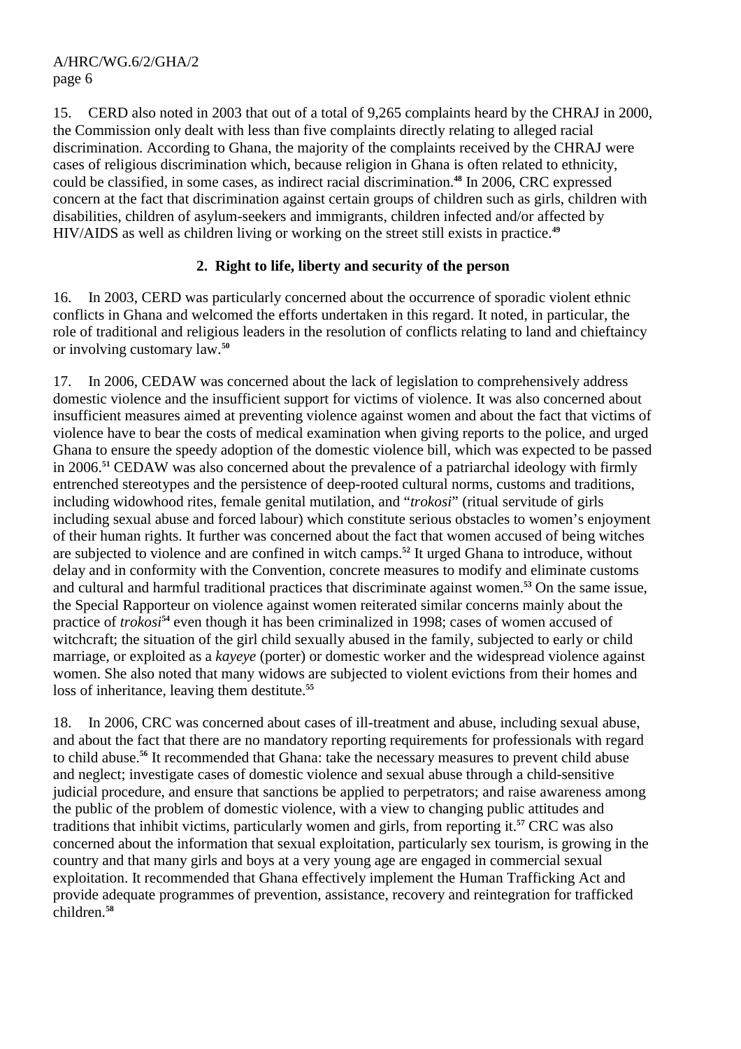15. CERD also noted in 2003 that out of a total of 9,265 complaints heard by the CHRAJ in 2000, the Commission only dealt with less than five complaints directly relating to alleged racial discrimination. According to Ghana, the majority of the complaints received by the CHRAJ were cases of religious discrimination which, because religion in Ghana is often related to ethnicity, could be classified, in some cases, as indirect racial discrimination.[48] In 2006, CRC expressed concern at the fact that discrimination against certain groups of children such as girls, children with disabilities, children of asylum-seekers and immigrants, children infected and/or affected by HIV/AIDS as well as children living or working on the street still exists in practice.[49]

### 2. Right to life, liberty and security of the person

16. In 2003, CERD was particularly concerned about the occurrence of sporadic violent ethnic conflicts in Ghana and welcomed the efforts undertaken in this regard. It noted, in particular, the role of traditional and religious leaders in the resolution of conflicts relating to land and chieftaincy or involving customary law.[50]

17. In 2006, CEDAW was concerned about the lack of legislation to comprehensively address domestic violence and the insufficient support for victims of violence. It was also concerned about insufficient measures aimed at preventing violence against women and about the fact that victims of violence have to bear the costs of medical examination when giving reports to the police, and urged Ghana to ensure the speedy adoption of the domestic violence bill, which was expected to be passed in 2006.[51] CEDAW was also concerned about the prevalence of a patriarchal ideology with firmly entrenched stereotypes and the persistence of deep-rooted cultural norms, customs and traditions, including widowhood rites, female genital mutilation, and "*trokosi*" (ritual servitude of girls including sexual abuse and forced labour) which constitute serious obstacles to women's enjoyment of their human rights. It further was concerned about the fact that women accused of being witches are subjected to violence and are confined in witch camps.[52] It urged Ghana to introduce, without delay and in conformity with the Convention, concrete measures to modify and eliminate customs and cultural and harmful traditional practices that discriminate against women.[53] On the same issue, the Special Rapporteur on violence against women reiterated similar concerns mainly about the practice of *trokosi*[54] even though it has been criminalized in 1998; cases of women accused of witchcraft; the situation of the girl child sexually abused in the family, subjected to early or child marriage, or exploited as a *kayeye* (porter) or domestic worker and the widespread violence against women. She also noted that many widows are subjected to violent evictions from their homes and loss of inheritance, leaving them destitute.[55]

18. In 2006, CRC was concerned about cases of ill-treatment and abuse, including sexual abuse, and about the fact that there are no mandatory reporting requirements for professionals with regard to child abuse.[56] It recommended that Ghana: take the necessary measures to prevent child abuse and neglect; investigate cases of domestic violence and sexual abuse through a child-sensitive judicial procedure, and ensure that sanctions be applied to perpetrators; and raise awareness among the public of the problem of domestic violence, with a view to changing public attitudes and traditions that inhibit victims, particularly women and girls, from reporting it.[57] CRC was also concerned about the information that sexual exploitation, particularly sex tourism, is growing in the country and that many girls and boys at a very young age are engaged in commercial sexual exploitation. It recommended that Ghana effectively implement the Human Trafficking Act and provide adequate programmes of prevention, assistance, recovery and reintegration for trafficked children.[58]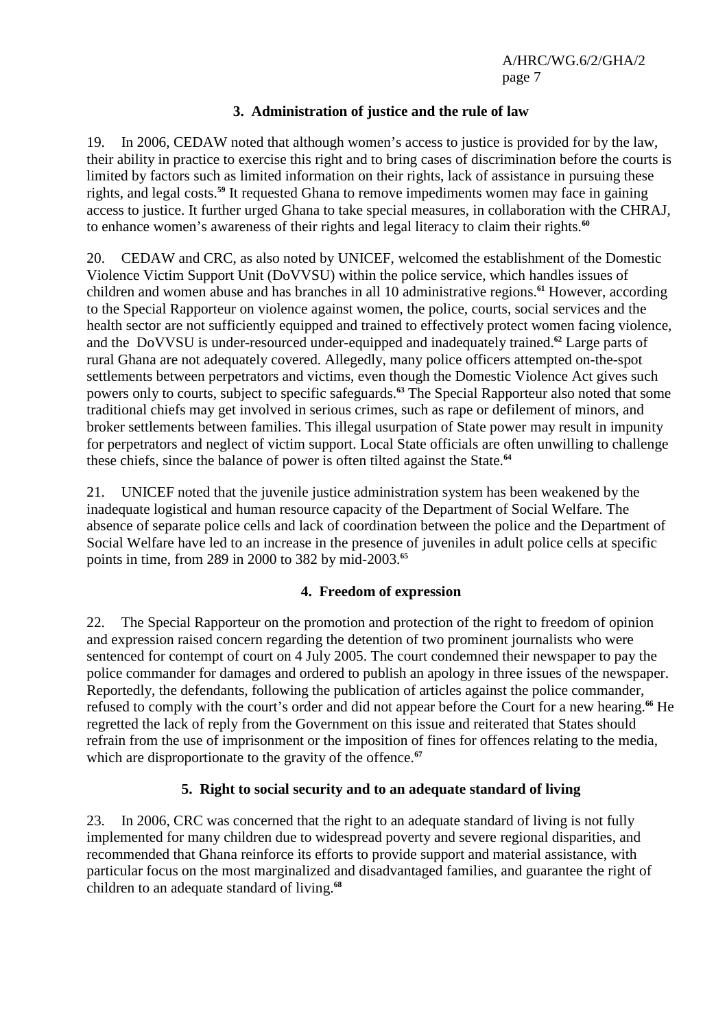### 3. Administration of justice and the rule of law

19. In 2006, CEDAW noted that although women's access to justice is provided for by the law, their ability in practice to exercise this right and to bring cases of discrimination before the courts is limited by factors such as limited information on their rights, lack of assistance in pursuing these rights, and legal costs.[59] It requested Ghana to remove impediments women may face in gaining access to justice. It further urged Ghana to take special measures, in collaboration with the CHRAJ, to enhance women's awareness of their rights and legal literacy to claim their rights.[60]

20. CEDAW and CRC, as also noted by UNICEF, welcomed the establishment of the Domestic Violence Victim Support Unit (DoVVSU) within the police service, which handles issues of children and women abuse and has branches in all 10 administrative regions.[61] However, according to the Special Rapporteur on violence against women, the police, courts, social services and the health sector are not sufficiently equipped and trained to effectively protect women facing violence, and the DoVVSU is under-resourced under-equipped and inadequately trained.[62] Large parts of rural Ghana are not adequately covered. Allegedly, many police officers attempted on-the-spot settlements between perpetrators and victims, even though the Domestic Violence Act gives such powers only to courts, subject to specific safeguards.[63] The Special Rapporteur also noted that some traditional chiefs may get involved in serious crimes, such as rape or defilement of minors, and broker settlements between families. This illegal usurpation of State power may result in impunity for perpetrators and neglect of victim support. Local State officials are often unwilling to challenge these chiefs, since the balance of power is often tilted against the State.[64]

21. UNICEF noted that the juvenile justice administration system has been weakened by the inadequate logistical and human resource capacity of the Department of Social Welfare. The absence of separate police cells and lack of coordination between the police and the Department of Social Welfare have led to an increase in the presence of juveniles in adult police cells at specific points in time, from 289 in 2000 to 382 by mid-2003.[65]

### 4. Freedom of expression

22. The Special Rapporteur on the promotion and protection of the right to freedom of opinion and expression raised concern regarding the detention of two prominent journalists who were sentenced for contempt of court on 4 July 2005. The court condemned their newspaper to pay the police commander for damages and ordered to publish an apology in three issues of the newspaper. Reportedly, the defendants, following the publication of articles against the police commander, refused to comply with the court's order and did not appear before the Court for a new hearing.[66] He regretted the lack of reply from the Government on this issue and reiterated that States should refrain from the use of imprisonment or the imposition of fines for offences relating to the media, which are disproportionate to the gravity of the offence.[67]

### 5. Right to social security and to an adequate standard of living

23. In 2006, CRC was concerned that the right to an adequate standard of living is not fully implemented for many children due to widespread poverty and severe regional disparities, and recommended that Ghana reinforce its efforts to provide support and material assistance, with particular focus on the most marginalized and disadvantaged families, and guarantee the right of children to an adequate standard of living.[68]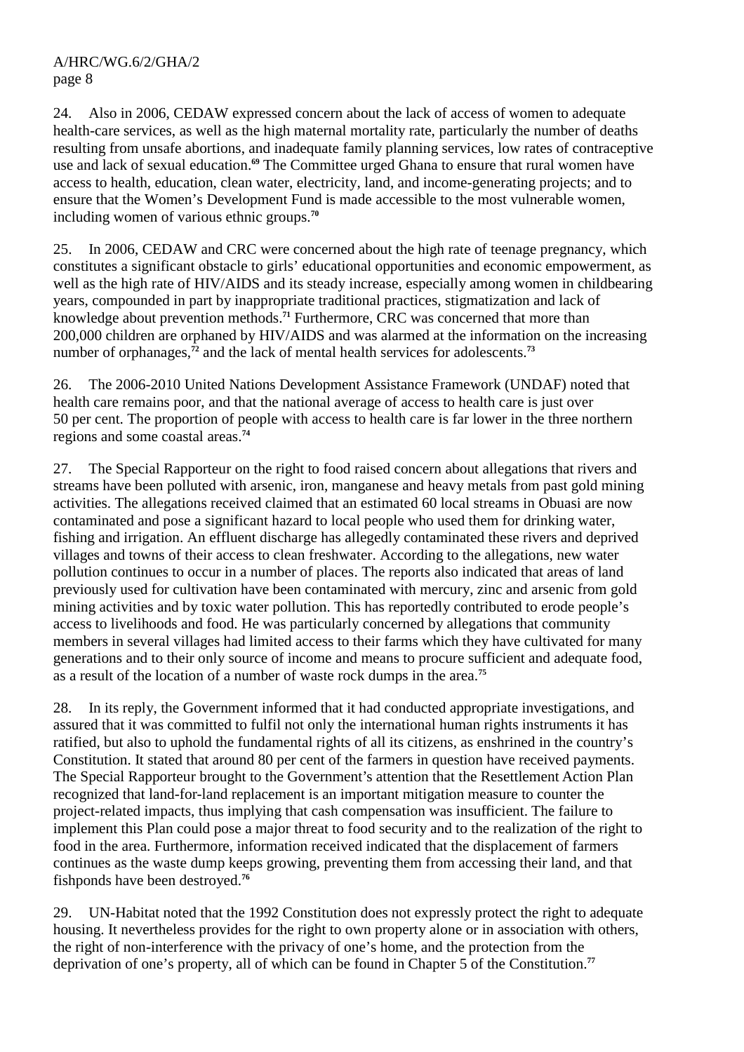24. Also in 2006, CEDAW expressed concern about the lack of access of women to adequate health-care services, as well as the high maternal mortality rate, particularly the number of deaths resulting from unsafe abortions, and inadequate family planning services, low rates of contraceptive use and lack of sexual education.[69] The Committee urged Ghana to ensure that rural women have access to health, education, clean water, electricity, land, and income-generating projects; and to ensure that the Women's Development Fund is made accessible to the most vulnerable women, including women of various ethnic groups.[70]

25. In 2006, CEDAW and CRC were concerned about the high rate of teenage pregnancy, which constitutes a significant obstacle to girls' educational opportunities and economic empowerment, as well as the high rate of HIV/AIDS and its steady increase, especially among women in childbearing years, compounded in part by inappropriate traditional practices, stigmatization and lack of knowledge about prevention methods.[71] Furthermore, CRC was concerned that more than 200,000 children are orphaned by HIV/AIDS and was alarmed at the information on the increasing number of orphanages,[72] and the lack of mental health services for adolescents.[73]

26. The 2006-2010 United Nations Development Assistance Framework (UNDAF) noted that health care remains poor, and that the national average of access to health care is just over 50 per cent. The proportion of people with access to health care is far lower in the three northern regions and some coastal areas.[74]

27. The Special Rapporteur on the right to food raised concern about allegations that rivers and streams have been polluted with arsenic, iron, manganese and heavy metals from past gold mining activities. The allegations received claimed that an estimated 60 local streams in Obuasi are now contaminated and pose a significant hazard to local people who used them for drinking water, fishing and irrigation. An effluent discharge has allegedly contaminated these rivers and deprived villages and towns of their access to clean freshwater. According to the allegations, new water pollution continues to occur in a number of places. The reports also indicated that areas of land previously used for cultivation have been contaminated with mercury, zinc and arsenic from gold mining activities and by toxic water pollution. This has reportedly contributed to erode people's access to livelihoods and food. He was particularly concerned by allegations that community members in several villages had limited access to their farms which they have cultivated for many generations and to their only source of income and means to procure sufficient and adequate food, as a result of the location of a number of waste rock dumps in the area.[75]

28. In its reply, the Government informed that it had conducted appropriate investigations, and assured that it was committed to fulfil not only the international human rights instruments it has ratified, but also to uphold the fundamental rights of all its citizens, as enshrined in the country's Constitution. It stated that around 80 per cent of the farmers in question have received payments. The Special Rapporteur brought to the Government's attention that the Resettlement Action Plan recognized that land-for-land replacement is an important mitigation measure to counter the project-related impacts, thus implying that cash compensation was insufficient. The failure to implement this Plan could pose a major threat to food security and to the realization of the right to food in the area. Furthermore, information received indicated that the displacement of farmers continues as the waste dump keeps growing, preventing them from accessing their land, and that fishponds have been destroyed.[76]

29. UN-Habitat noted that the 1992 Constitution does not expressly protect the right to adequate housing. It nevertheless provides for the right to own property alone or in association with others, the right of non-interference with the privacy of one's home, and the protection from the deprivation of one's property, all of which can be found in Chapter 5 of the Constitution.[77]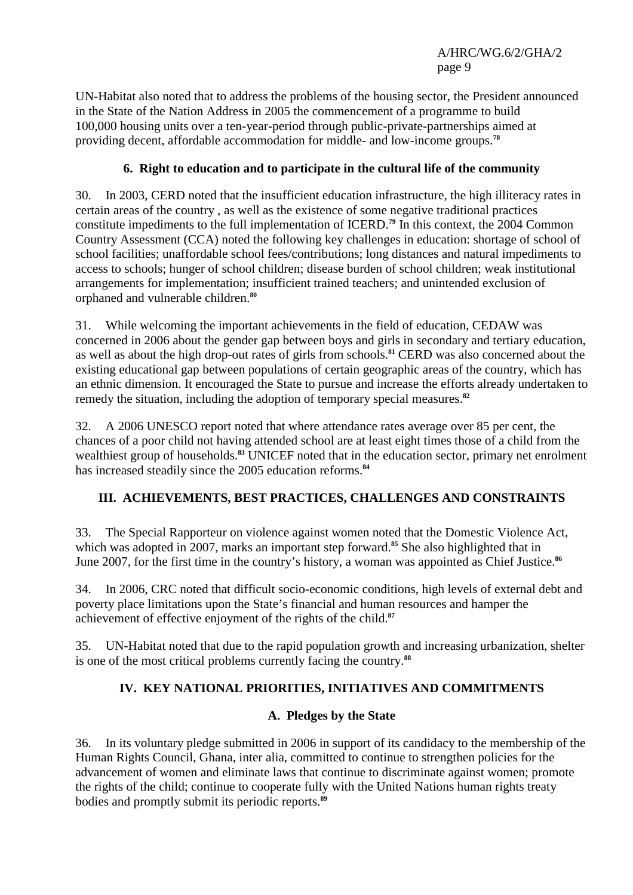UN-Habitat also noted that to address the problems of the housing sector, the President announced in the State of the Nation Address in 2005 the commencement of a programme to build 100,000 housing units over a ten-year-period through public-private-partnerships aimed at providing decent, affordable accommodation for middle- and low-income groups.[78]

### 6. Right to education and to participate in the cultural life of the community

30. In 2003, CERD noted that the insufficient education infrastructure, the high illiteracy rates in certain areas of the country , as well as the existence of some negative traditional practices constitute impediments to the full implementation of ICERD.[79] In this context, the 2004 Common Country Assessment (CCA) noted the following key challenges in education: shortage of school of school facilities; unaffordable school fees/contributions; long distances and natural impediments to access to schools; hunger of school children; disease burden of school children; weak institutional arrangements for implementation; insufficient trained teachers; and unintended exclusion of orphaned and vulnerable children.[80]

31. While welcoming the important achievements in the field of education, CEDAW was concerned in 2006 about the gender gap between boys and girls in secondary and tertiary education, as well as about the high drop-out rates of girls from schools.[81] CERD was also concerned about the existing educational gap between populations of certain geographic areas of the country, which has an ethnic dimension. It encouraged the State to pursue and increase the efforts already undertaken to remedy the situation, including the adoption of temporary special measures.[82]

32. A 2006 UNESCO report noted that where attendance rates average over 85 per cent, the chances of a poor child not having attended school are at least eight times those of a child from the wealthiest group of households.[83] UNICEF noted that in the education sector, primary net enrolment has increased steadily since the 2005 education reforms.[84]

## III. ACHIEVEMENTS, BEST PRACTICES, CHALLENGES AND CONSTRAINTS

33. The Special Rapporteur on violence against women noted that the Domestic Violence Act, which was adopted in 2007, marks an important step forward.[85] She also highlighted that in June 2007, for the first time in the country's history, a woman was appointed as Chief Justice.[86]

34. In 2006, CRC noted that difficult socio-economic conditions, high levels of external debt and poverty place limitations upon the State's financial and human resources and hamper the achievement of effective enjoyment of the rights of the child.[87]

35. UN-Habitat noted that due to the rapid population growth and increasing urbanization, shelter is one of the most critical problems currently facing the country.[88]

## IV. KEY NATIONAL PRIORITIES, INITIATIVES AND COMMITMENTS

### A. Pledges by the State

36. In its voluntary pledge submitted in 2006 in support of its candidacy to the membership of the Human Rights Council, Ghana, inter alia, committed to continue to strengthen policies for the advancement of women and eliminate laws that continue to discriminate against women; promote the rights of the child; continue to cooperate fully with the United Nations human rights treaty bodies and promptly submit its periodic reports.[89]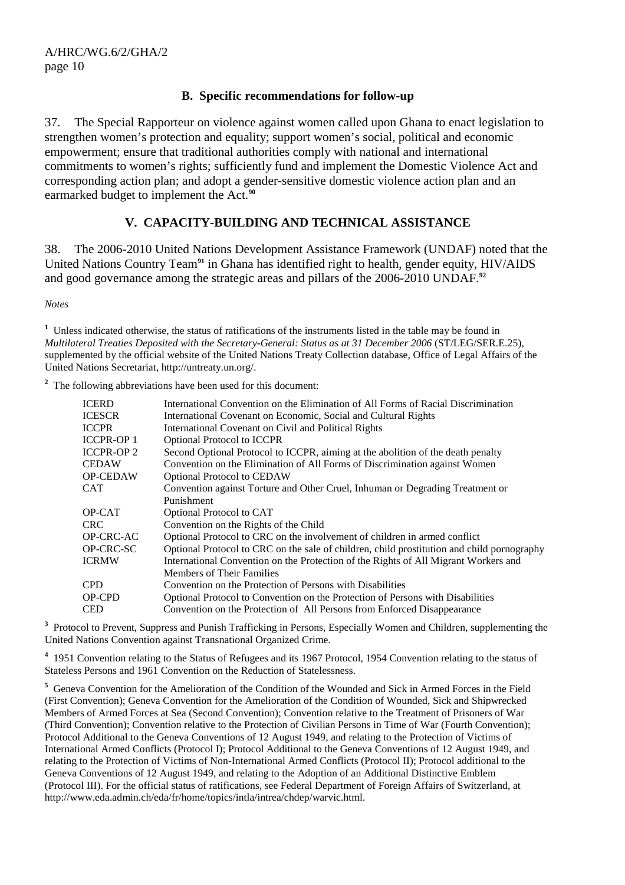### B. Specific recommendations for follow-up

37. The Special Rapporteur on violence against women called upon Ghana to enact legislation to strengthen women's protection and equality; support women's social, political and economic empowerment; ensure that traditional authorities comply with national and international commitments to women's rights; sufficiently fund and implement the Domestic Violence Act and corresponding action plan; and adopt a gender-sensitive domestic violence action plan and an earmarked budget to implement the Act.[90]

## V. CAPACITY-BUILDING AND TECHNICAL ASSISTANCE

38. The 2006-2010 United Nations Development Assistance Framework (UNDAF) noted that the United Nations Country Team[91] in Ghana has identified right to health, gender equity, HIV/AIDS and good governance among the strategic areas and pillars of the 2006-2010 UNDAF.[92]

*Notes*

[1] Unless indicated otherwise, the status of ratifications of the instruments listed in the table may be found in *Multilateral Treaties Deposited with the Secretary-General: Status as at 31 December 2006* (ST/LEG/SER.E.25), supplemented by the official website of the United Nations Treaty Collection database, Office of Legal Affairs of the United Nations Secretariat, http://untreaty.un.org/.

[2] The following abbreviations have been used for this document:

| | |
|---|---|
| ICERD | International Convention on the Elimination of All Forms of Racial Discrimination |
| ICESCR | International Covenant on Economic, Social and Cultural Rights |
| ICCPR | International Covenant on Civil and Political Rights |
| ICCPR-OP 1 | Optional Protocol to ICCPR |
| ICCPR-OP 2 | Second Optional Protocol to ICCPR, aiming at the abolition of the death penalty |
| CEDAW | Convention on the Elimination of All Forms of Discrimination against Women |
| OP-CEDAW | Optional Protocol to CEDAW |
| CAT | Convention against Torture and Other Cruel, Inhuman or Degrading Treatment or Punishment |
| OP-CAT | Optional Protocol to CAT |
| CRC | Convention on the Rights of the Child |
| OP-CRC-AC | Optional Protocol to CRC on the involvement of children in armed conflict |
| OP-CRC-SC | Optional Protocol to CRC on the sale of children, child prostitution and child pornography |
| ICRMW | International Convention on the Protection of the Rights of All Migrant Workers and Members of Their Families |
| CPD | Convention on the Protection of Persons with Disabilities |
| OP-CPD | Optional Protocol to Convention on the Protection of Persons with Disabilities |
| CED | Convention on the Protection of All Persons from Enforced Disappearance |

[3] Protocol to Prevent, Suppress and Punish Trafficking in Persons, Especially Women and Children, supplementing the United Nations Convention against Transnational Organized Crime.

[4] 1951 Convention relating to the Status of Refugees and its 1967 Protocol, 1954 Convention relating to the status of Stateless Persons and 1961 Convention on the Reduction of Statelessness.

[5] Geneva Convention for the Amelioration of the Condition of the Wounded and Sick in Armed Forces in the Field (First Convention); Geneva Convention for the Amelioration of the Condition of Wounded, Sick and Shipwrecked Members of Armed Forces at Sea (Second Convention); Convention relative to the Treatment of Prisoners of War (Third Convention); Convention relative to the Protection of Civilian Persons in Time of War (Fourth Convention); Protocol Additional to the Geneva Conventions of 12 August 1949, and relating to the Protection of Victims of International Armed Conflicts (Protocol I); Protocol Additional to the Geneva Conventions of 12 August 1949, and relating to the Protection of Victims of Non-International Armed Conflicts (Protocol II); Protocol additional to the Geneva Conventions of 12 August 1949, and relating to the Adoption of an Additional Distinctive Emblem (Protocol III). For the official status of ratifications, see Federal Department of Foreign Affairs of Switzerland, at http://www.eda.admin.ch/eda/fr/home/topics/intla/intrea/chdep/warvic.html.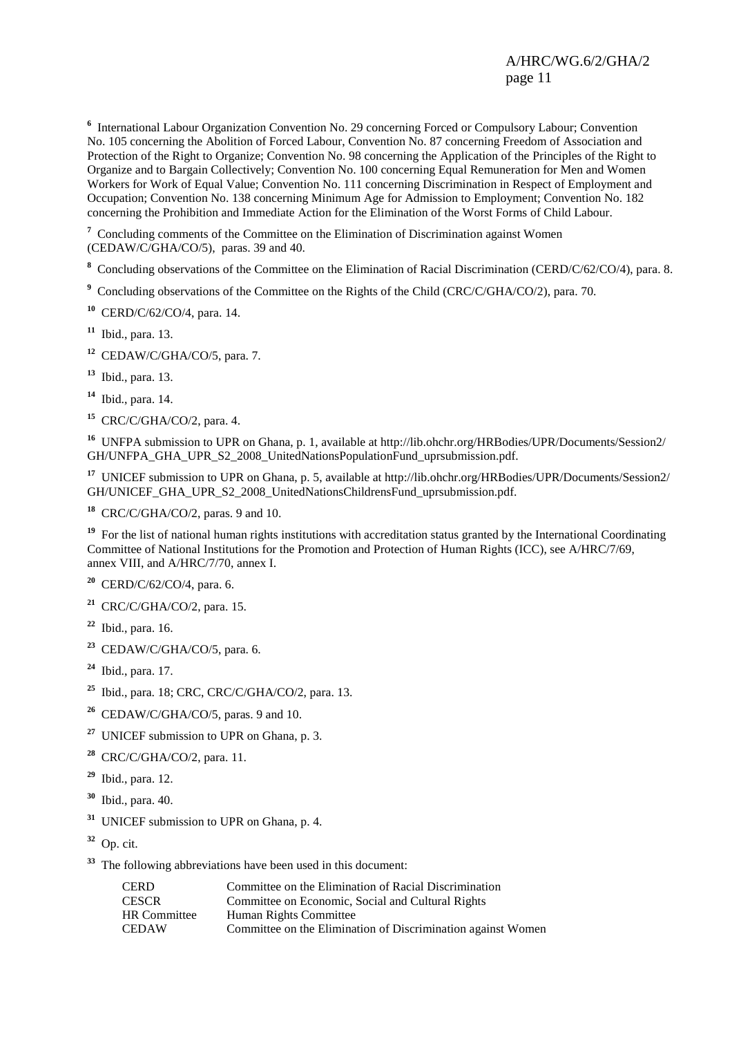[6] International Labour Organization Convention No. 29 concerning Forced or Compulsory Labour; Convention No. 105 concerning the Abolition of Forced Labour, Convention No. 87 concerning Freedom of Association and Protection of the Right to Organize; Convention No. 98 concerning the Application of the Principles of the Right to Organize and to Bargain Collectively; Convention No. 100 concerning Equal Remuneration for Men and Women Workers for Work of Equal Value; Convention No. 111 concerning Discrimination in Respect of Employment and Occupation; Convention No. 138 concerning Minimum Age for Admission to Employment; Convention No. 182 concerning the Prohibition and Immediate Action for the Elimination of the Worst Forms of Child Labour.

[7] Concluding comments of the Committee on the Elimination of Discrimination against Women (CEDAW/C/GHA/CO/5), paras. 39 and 40.

[8] Concluding observations of the Committee on the Elimination of Racial Discrimination (CERD/C/62/CO/4), para. 8.

[9] Concluding observations of the Committee on the Rights of the Child (CRC/C/GHA/CO/2), para. 70.

[10] CERD/C/62/CO/4, para. 14.

[11] Ibid., para. 13.

[12] CEDAW/C/GHA/CO/5, para. 7.

[13] Ibid., para. 13.

[14] Ibid., para. 14.

[15] CRC/C/GHA/CO/2, para. 4.

[16] UNFPA submission to UPR on Ghana, p. 1, available at http://lib.ohchr.org/HRBodies/UPR/Documents/Session2/GH/UNFPA_GHA_UPR_S2_2008_UnitedNationsPopulationFund_uprsubmission.pdf.

[17] UNICEF submission to UPR on Ghana, p. 5, available at http://lib.ohchr.org/HRBodies/UPR/Documents/Session2/GH/UNICEF_GHA_UPR_S2_2008_UnitedNationsChildrensFund_uprsubmission.pdf.

[18] CRC/C/GHA/CO/2, paras. 9 and 10.

[19] For the list of national human rights institutions with accreditation status granted by the International Coordinating Committee of National Institutions for the Promotion and Protection of Human Rights (ICC), see A/HRC/7/69, annex VIII, and A/HRC/7/70, annex I.

[20] CERD/C/62/CO/4, para. 6.

[21] CRC/C/GHA/CO/2, para. 15.

[22] Ibid., para. 16.

[23] CEDAW/C/GHA/CO/5, para. 6.

[24] Ibid., para. 17.

[25] Ibid., para. 18; CRC, CRC/C/GHA/CO/2, para. 13.

[26] CEDAW/C/GHA/CO/5, paras. 9 and 10.

[27] UNICEF submission to UPR on Ghana, p. 3.

[28] CRC/C/GHA/CO/2, para. 11.

[29] Ibid., para. 12.

[30] Ibid., para. 40.

[31] UNICEF submission to UPR on Ghana, p. 4.

[32] Op. cit.

[33] The following abbreviations have been used in this document:

| | |
|---|---|
| CERD | Committee on the Elimination of Racial Discrimination |
| CESCR | Committee on Economic, Social and Cultural Rights |
| HR Committee | Human Rights Committee |
| CEDAW | Committee on the Elimination of Discrimination against Women |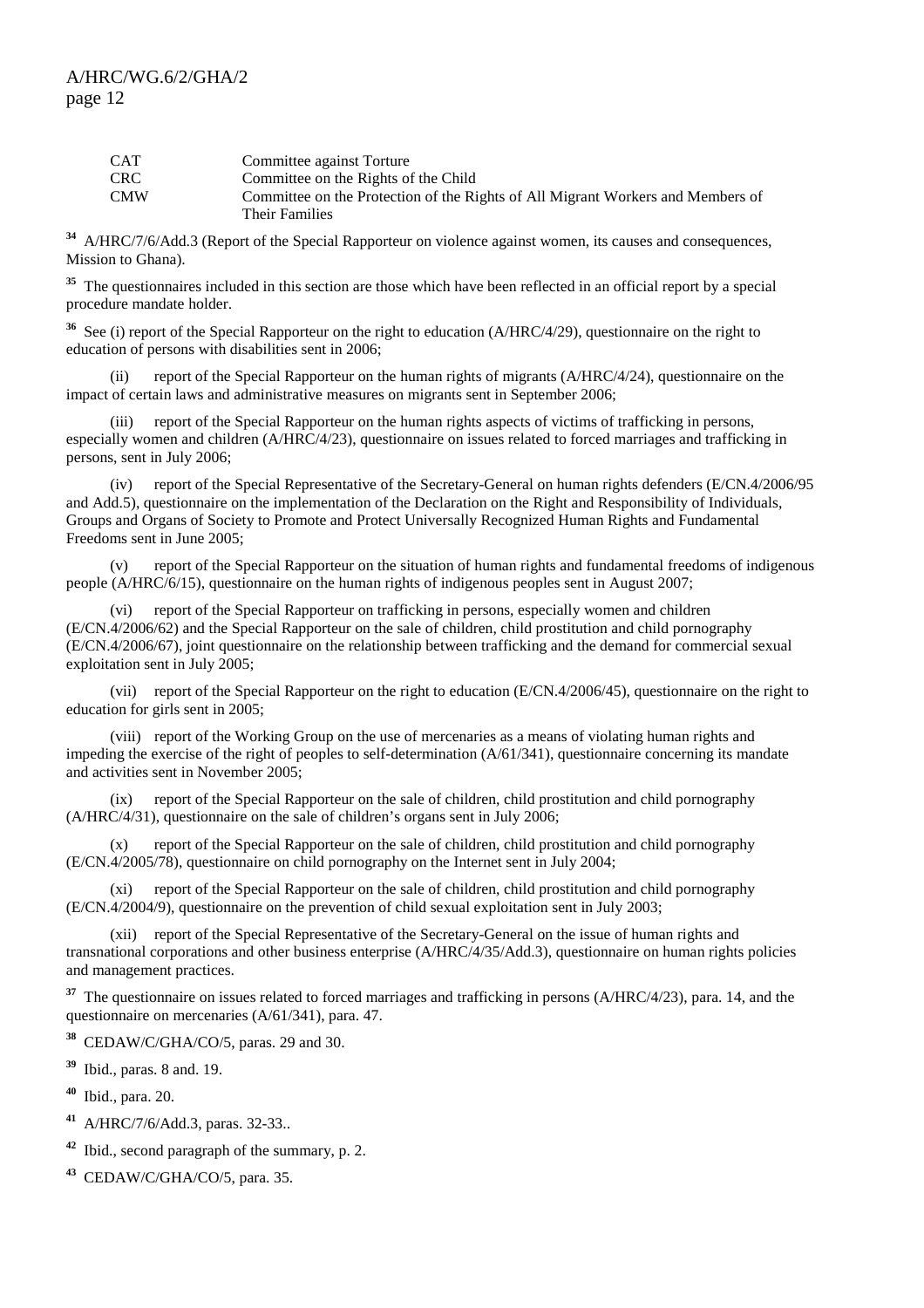| | |
|---|---|
| CAT | Committee against Torture |
| CRC | Committee on the Rights of the Child |
| CMW | Committee on the Protection of the Rights of All Migrant Workers and Members of Their Families |

[34] A/HRC/7/6/Add.3 (Report of the Special Rapporteur on violence against women, its causes and consequences, Mission to Ghana).

[35] The questionnaires included in this section are those which have been reflected in an official report by a special procedure mandate holder.

[36] See (i) report of the Special Rapporteur on the right to education (A/HRC/4/29), questionnaire on the right to education of persons with disabilities sent in 2006;

(ii) report of the Special Rapporteur on the human rights of migrants (A/HRC/4/24), questionnaire on the impact of certain laws and administrative measures on migrants sent in September 2006;

(iii) report of the Special Rapporteur on the human rights aspects of victims of trafficking in persons, especially women and children (A/HRC/4/23), questionnaire on issues related to forced marriages and trafficking in persons, sent in July 2006;

(iv) report of the Special Representative of the Secretary-General on human rights defenders (E/CN.4/2006/95 and Add.5), questionnaire on the implementation of the Declaration on the Right and Responsibility of Individuals, Groups and Organs of Society to Promote and Protect Universally Recognized Human Rights and Fundamental Freedoms sent in June 2005;

(v) report of the Special Rapporteur on the situation of human rights and fundamental freedoms of indigenous people (A/HRC/6/15), questionnaire on the human rights of indigenous peoples sent in August 2007;

(vi) report of the Special Rapporteur on trafficking in persons, especially women and children (E/CN.4/2006/62) and the Special Rapporteur on the sale of children, child prostitution and child pornography (E/CN.4/2006/67), joint questionnaire on the relationship between trafficking and the demand for commercial sexual exploitation sent in July 2005;

(vii) report of the Special Rapporteur on the right to education (E/CN.4/2006/45), questionnaire on the right to education for girls sent in 2005;

(viii) report of the Working Group on the use of mercenaries as a means of violating human rights and impeding the exercise of the right of peoples to self-determination (A/61/341), questionnaire concerning its mandate and activities sent in November 2005;

(ix) report of the Special Rapporteur on the sale of children, child prostitution and child pornography (A/HRC/4/31), questionnaire on the sale of children's organs sent in July 2006;

(x) report of the Special Rapporteur on the sale of children, child prostitution and child pornography (E/CN.4/2005/78), questionnaire on child pornography on the Internet sent in July 2004;

(xi) report of the Special Rapporteur on the sale of children, child prostitution and child pornography (E/CN.4/2004/9), questionnaire on the prevention of child sexual exploitation sent in July 2003;

(xii) report of the Special Representative of the Secretary-General on the issue of human rights and transnational corporations and other business enterprise (A/HRC/4/35/Add.3), questionnaire on human rights policies and management practices.

[37] The questionnaire on issues related to forced marriages and trafficking in persons (A/HRC/4/23), para. 14, and the questionnaire on mercenaries (A/61/341), para. 47.

[38] CEDAW/C/GHA/CO/5, paras. 29 and 30.

[39] Ibid., paras. 8 and. 19.

[40] Ibid., para. 20.

[41] A/HRC/7/6/Add.3, paras. 32-33..

[42] Ibid., second paragraph of the summary, p. 2.

[43] CEDAW/C/GHA/CO/5, para. 35.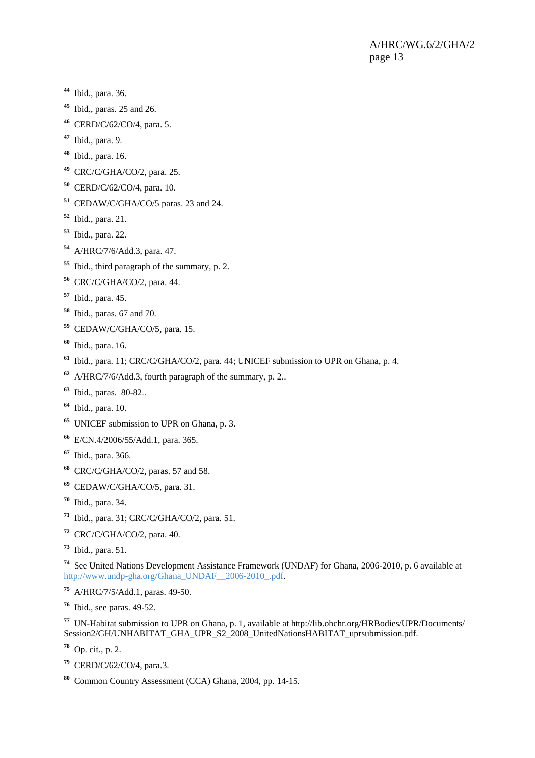[44] Ibid., para. 36.

[45] Ibid., paras. 25 and 26.

[46] CERD/C/62/CO/4, para. 5.

[47] Ibid., para. 9.

[48] Ibid., para. 16.

[49] CRC/C/GHA/CO/2, para. 25.

[50] CERD/C/62/CO/4, para. 10.

[51] CEDAW/C/GHA/CO/5 paras. 23 and 24.

[52] Ibid., para. 21.

[53] Ibid., para. 22.

[54] A/HRC/7/6/Add.3, para. 47.

[55] Ibid., third paragraph of the summary, p. 2.

[56] CRC/C/GHA/CO/2, para. 44.

[57] Ibid., para. 45.

[58] Ibid., paras. 67 and 70.

[59] CEDAW/C/GHA/CO/5, para. 15.

[60] Ibid., para. 16.

[61] Ibid., para. 11; CRC/C/GHA/CO/2, para. 44; UNICEF submission to UPR on Ghana, p. 4.

[62] A/HRC/7/6/Add.3, fourth paragraph of the summary, p. 2..

[63] Ibid., paras. 80-82..

[64] Ibid., para. 10.

[65] UNICEF submission to UPR on Ghana, p. 3.

[66] E/CN.4/2006/55/Add.1, para. 365.

[67] Ibid., para. 366.

[68] CRC/C/GHA/CO/2, paras. 57 and 58.

[69] CEDAW/C/GHA/CO/5, para. 31.

[70] Ibid., para. 34.

[71] Ibid., para. 31; CRC/C/GHA/CO/2, para. 51.

[72] CRC/C/GHA/CO/2, para. 40.

[73] Ibid., para. 51.

[74] See United Nations Development Assistance Framework (UNDAF) for Ghana, 2006-2010, p. 6 available at http://www.undp-gha.org/Ghana_UNDAF__2006-2010_.pdf.

[75] A/HRC/7/5/Add.1, paras. 49-50.

[76] Ibid., see paras. 49-52.

[77] UN-Habitat submission to UPR on Ghana, p. 1, available at http://lib.ohchr.org/HRBodies/UPR/Documents/Session2/GH/UNHABITAT_GHA_UPR_S2_2008_UnitedNationsHABITAT_uprsubmission.pdf.

[78] Op. cit., p. 2.

[79] CERD/C/62/CO/4, para.3.

[80] Common Country Assessment (CCA) Ghana, 2004, pp. 14-15.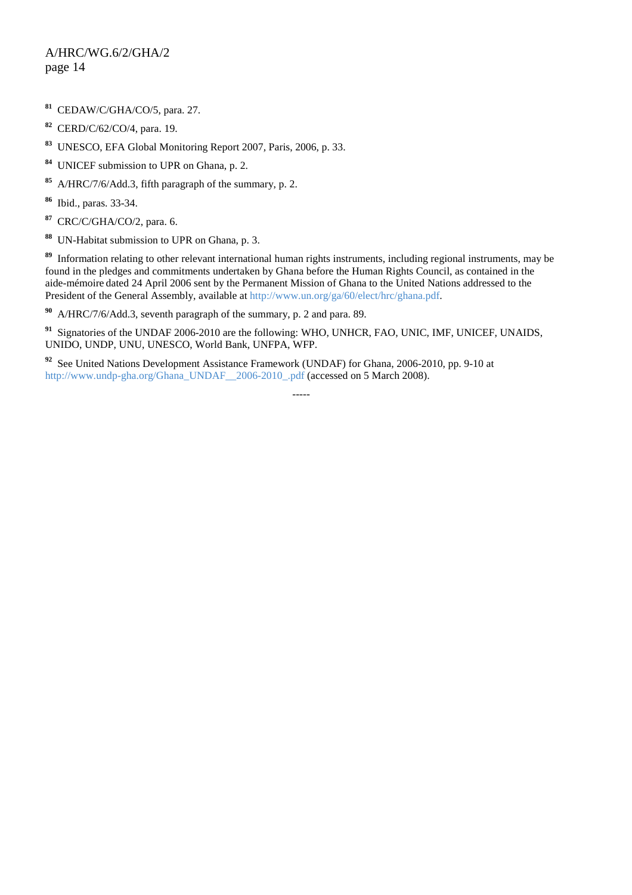[81] CEDAW/C/GHA/CO/5, para. 27.

[82] CERD/C/62/CO/4, para. 19.

[83] UNESCO, EFA Global Monitoring Report 2007, Paris, 2006, p. 33.

[84] UNICEF submission to UPR on Ghana, p. 2.

[85] A/HRC/7/6/Add.3, fifth paragraph of the summary, p. 2.

[86] Ibid., paras. 33-34.

[87] CRC/C/GHA/CO/2, para. 6.

[88] UN-Habitat submission to UPR on Ghana, p. 3.

[89] Information relating to other relevant international human rights instruments, including regional instruments, may be found in the pledges and commitments undertaken by Ghana before the Human Rights Council, as contained in the aide-mémoire dated 24 April 2006 sent by the Permanent Mission of Ghana to the United Nations addressed to the President of the General Assembly, available at http://www.un.org/ga/60/elect/hrc/ghana.pdf.

[90] A/HRC/7/6/Add.3, seventh paragraph of the summary, p. 2 and para. 89.

[91] Signatories of the UNDAF 2006-2010 are the following: WHO, UNHCR, FAO, UNIC, IMF, UNICEF, UNAIDS, UNIDO, UNDP, UNU, UNESCO, World Bank, UNFPA, WFP.

[92] See United Nations Development Assistance Framework (UNDAF) for Ghana, 2006-2010, pp. 9-10 at http://www.undp-gha.org/Ghana_UNDAF__2006-2010_.pdf (accessed on 5 March 2008).

-----